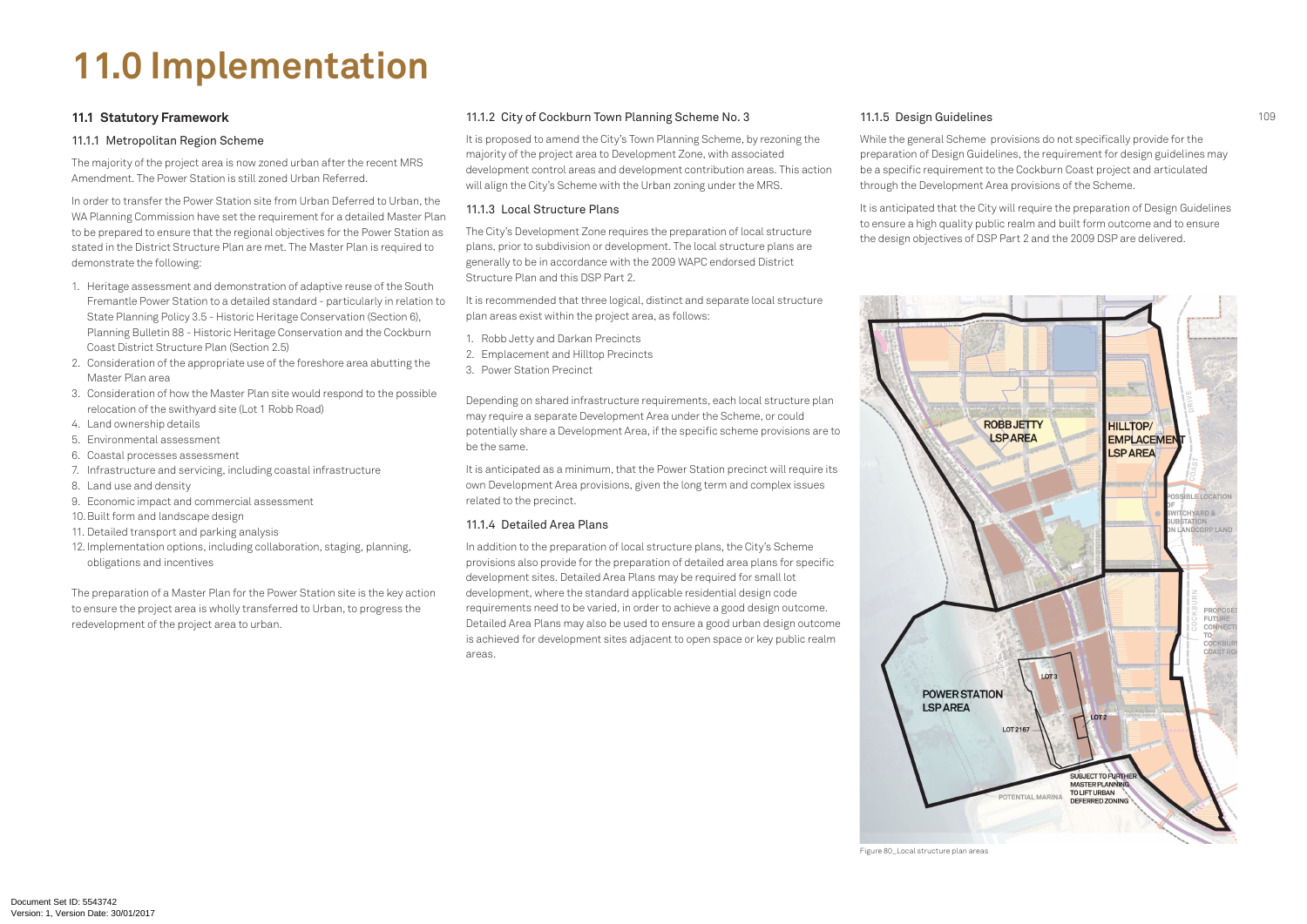# 11.0 Implementation

## 11.1 Statutory Framework

### 11.1.1 Metropolitan Region Scheme

The majority of the project area is now zoned urban after the recent MRS Amendment. The Power Station is still zoned Urban Referred.

In order to transfer the Power Station site from Urban Deferred to Urban, the WA Planning Commission have set the requirement for a detailed Master Plan to be prepared to ensure that the regional objectives for the Power Station as stated in the District Structure Plan are met. The Master Plan is required to demonstrate the following:

1. Heritage assessment and demonstration of adaptive reuse of the South Fremantle Power Station to a detailed standard - particularly in relation to State Planning Policy 3.5 - Historic Heritage Conservation (Section 6), Planning Bulletin 88 - Historic Heritage Conservation and the Cockburn Coast District Structure Plan (Section 2.5)
2. Consideration of the appropriate use of the foreshore area abutting the Master Plan area
3. Consideration of how the Master Plan site would respond to the possible relocation of the swithyard site (Lot 1 Robb Road)
4. Land ownership details
5. Environmental assessment
6. Coastal processes assessment
7. Infrastructure and servicing, including coastal infrastructure
8. Land use and density
9. Economic impact and commercial assessment
10. Built form and landscape design
11. Detailed transport and parking analysis
12. Implementation options, including collaboration, staging, planning, obligations and incentives

The preparation of a Master Plan for the Power Station site is the key action to ensure the project area is wholly transferred to Urban, to progress the redevelopment of the project area to urban.

### 11.1.2 City of Cockburn Town Planning Scheme No. 3

It is proposed to amend the City's Town Planning Scheme, by rezoning the majority of the project area to Development Zone, with associated development control areas and development contribution areas. This action will align the City's Scheme with the Urban zoning under the MRS.

### 11.1.3 Local Structure Plans

The City's Development Zone requires the preparation of local structure plans, prior to subdivision or development. The local structure plans are generally to be in accordance with the 2009 WAPC endorsed District Structure Plan and this DSP Part 2.

It is recommended that three logical, distinct and separate local structure plan areas exist within the project area, as follows:

1. Robb Jetty and Darkan Precincts
2. Emplacement and Hilltop Precincts
3. Power Station Precinct

Depending on shared infrastructure requirements, each local structure plan may require a separate Development Area under the Scheme, or could potentially share a Development Area, if the specific scheme provisions are to be the same.

It is anticipated as a minimum, that the Power Station precinct will require its own Development Area provisions, given the long term and complex issues related to the precinct.

### 11.1.4 Detailed Area Plans

In addition to the preparation of local structure plans, the City's Scheme provisions also provide for the preparation of detailed area plans for specific development sites. Detailed Area Plans may be required for small lot development, where the standard applicable residential design code requirements need to be varied, in order to achieve a good design outcome. Detailed Area Plans may also be used to ensure a good urban design outcome is achieved for development sites adjacent to open space or key public realm areas.

### 11.1.5 Design Guidelines

While the general Scheme provisions do not specifically provide for the preparation of Design Guidelines, the requirement for design guidelines may be a specific requirement to the Cockburn Coast project and articulated through the Development Area provisions of the Scheme.

It is anticipated that the City will require the preparation of Design Guidelines to ensure a high quality public realm and built form outcome and to ensure the design objectives of DSP Part 2 and the 2009 DSP are delivered.

Figure 80_Local structure plan areas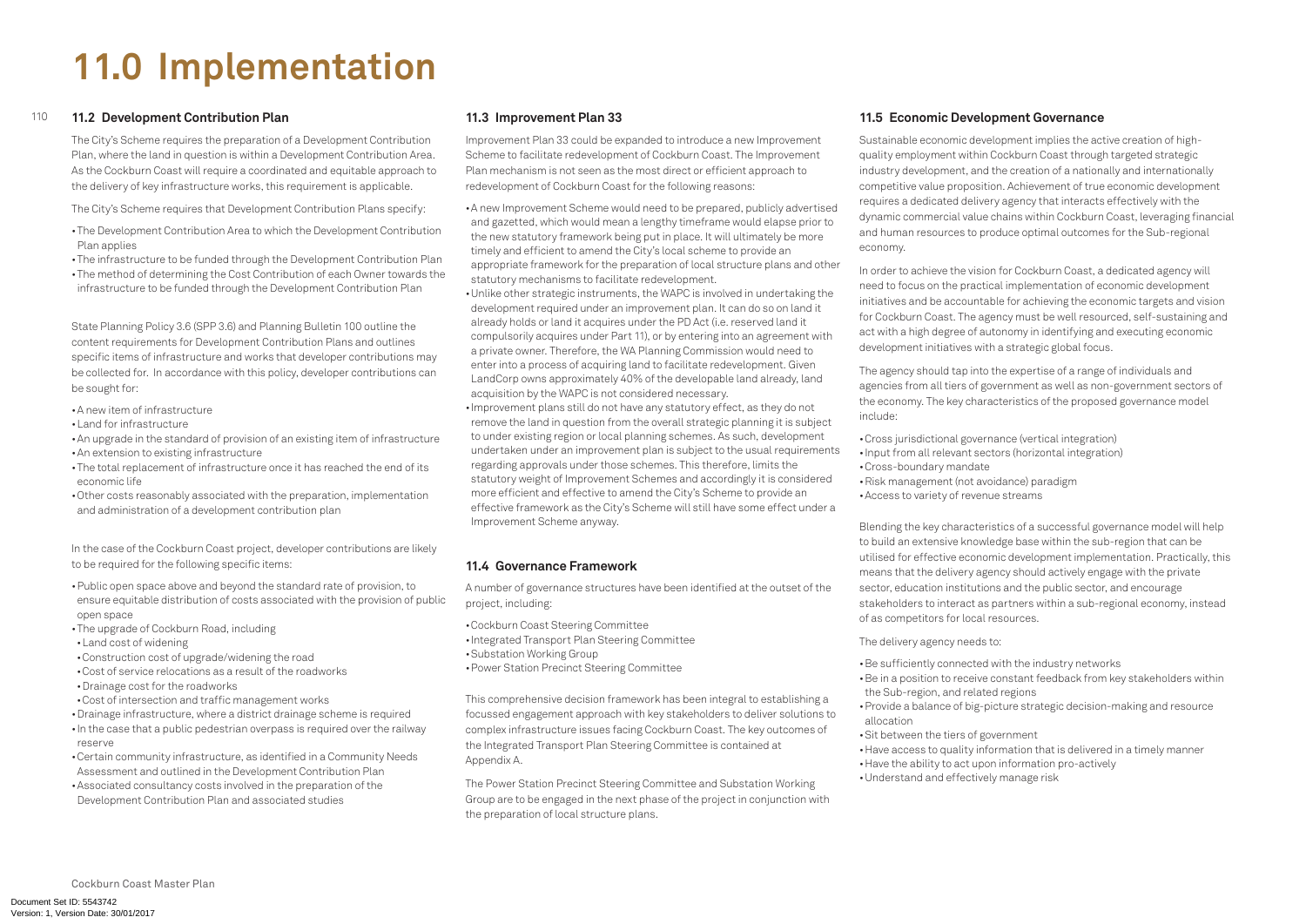# 11.0 Implementation

### 11.2 Development Contribution Plan

The City's Scheme requires the preparation of a Development Contribution Plan, where the land in question is within a Development Contribution Area. As the Cockburn Coast will require a coordinated and equitable approach to the delivery of key infrastructure works, this requirement is applicable.

The City's Scheme requires that Development Contribution Plans specify:

- The Development Contribution Area to which the Development Contribution Plan applies
- The infrastructure to be funded through the Development Contribution Plan
- The method of determining the Cost Contribution of each Owner towards the infrastructure to be funded through the Development Contribution Plan

State Planning Policy 3.6 (SPP 3.6) and Planning Bulletin 100 outline the content requirements for Development Contribution Plans and outlines specific items of infrastructure and works that developer contributions may be collected for. In accordance with this policy, developer contributions can be sought for:

- A new item of infrastructure
- Land for infrastructure
- An upgrade in the standard of provision of an existing item of infrastructure
- An extension to existing infrastructure
- The total replacement of infrastructure once it has reached the end of its economic life
- Other costs reasonably associated with the preparation, implementation and administration of a development contribution plan

In the case of the Cockburn Coast project, developer contributions are likely to be required for the following specific items:

- Public open space above and beyond the standard rate of provision, to ensure equitable distribution of costs associated with the provision of public open space
- The upgrade of Cockburn Road, including
  - Land cost of widening
  - Construction cost of upgrade/widening the road
  - Cost of service relocations as a result of the roadworks
  - Drainage cost for the roadworks
  - Cost of intersection and traffic management works
- Drainage infrastructure, where a district drainage scheme is required
- In the case that a public pedestrian overpass is required over the railway reserve
- Certain community infrastructure, as identified in a Community Needs Assessment and outlined in the Development Contribution Plan
- Associated consultancy costs involved in the preparation of the Development Contribution Plan and associated studies

### 11.3 Improvement Plan 33

Improvement Plan 33 could be expanded to introduce a new Improvement Scheme to facilitate redevelopment of Cockburn Coast. The Improvement Plan mechanism is not seen as the most direct or efficient approach to redevelopment of Cockburn Coast for the following reasons:

- A new Improvement Scheme would need to be prepared, publicly advertised and gazetted, which would mean a lengthy timeframe would elapse prior to the new statutory framework being put in place. It will ultimately be more timely and efficient to amend the City's local scheme to provide an appropriate framework for the preparation of local structure plans and other statutory mechanisms to facilitate redevelopment.
- Unlike other strategic instruments, the WAPC is involved in undertaking the development required under an improvement plan. It can do so on land it already holds or land it acquires under the PD Act (i.e. reserved land it compulsorily acquires under Part 11), or by entering into an agreement with a private owner. Therefore, the WA Planning Commission would need to enter into a process of acquiring land to facilitate redevelopment. Given LandCorp owns approximately 40% of the developable land already, land acquisition by the WAPC is not considered necessary.
- Improvement plans still do not have any statutory effect, as they do not remove the land in question from the overall strategic planning it is subject to under existing region or local planning schemes. As such, development undertaken under an improvement plan is subject to the usual requirements regarding approvals under those schemes. This therefore, limits the statutory weight of Improvement Schemes and accordingly it is considered more efficient and effective to amend the City's Scheme to provide an effective framework as the City's Scheme will still have some effect under a Improvement Scheme anyway.

### 11.4 Governance Framework

A number of governance structures have been identified at the outset of the project, including:

- Cockburn Coast Steering Committee
- Integrated Transport Plan Steering Committee
- Substation Working Group
- Power Station Precinct Steering Committee

This comprehensive decision framework has been integral to establishing a focussed engagement approach with key stakeholders to deliver solutions to complex infrastructure issues facing Cockburn Coast. The key outcomes of the Integrated Transport Plan Steering Committee is contained at Appendix A.

The Power Station Precinct Steering Committee and Substation Working Group are to be engaged in the next phase of the project in conjunction with the preparation of local structure plans.

### 11.5 Economic Development Governance

Sustainable economic development implies the active creation of high-quality employment within Cockburn Coast through targeted strategic industry development, and the creation of a nationally and internationally competitive value proposition. Achievement of true economic development requires a dedicated delivery agency that interacts effectively with the dynamic commercial value chains within Cockburn Coast, leveraging financial and human resources to produce optimal outcomes for the Sub-regional economy.

In order to achieve the vision for Cockburn Coast, a dedicated agency will need to focus on the practical implementation of economic development initiatives and be accountable for achieving the economic targets and vision for Cockburn Coast. The agency must be well resourced, self-sustaining and act with a high degree of autonomy in identifying and executing economic development initiatives with a strategic global focus.

The agency should tap into the expertise of a range of individuals and agencies from all tiers of government as well as non-government sectors of the economy. The key characteristics of the proposed governance model include:

- Cross jurisdictional governance (vertical integration)
- Input from all relevant sectors (horizontal integration)
- Cross-boundary mandate
- Risk management (not avoidance) paradigm
- Access to variety of revenue streams

Blending the key characteristics of a successful governance model will help to build an extensive knowledge base within the sub-region that can be utilised for effective economic development implementation. Practically, this means that the delivery agency should actively engage with the private sector, education institutions and the public sector, and encourage stakeholders to interact as partners within a sub-regional economy, instead of as competitors for local resources.

The delivery agency needs to:

- Be sufficiently connected with the industry networks
- Be in a position to receive constant feedback from key stakeholders within the Sub-region, and related regions
- Provide a balance of big-picture strategic decision-making and resource allocation
- Sit between the tiers of government
- Have access to quality information that is delivered in a timely manner
- Have the ability to act upon information pro-actively
- Understand and effectively manage risk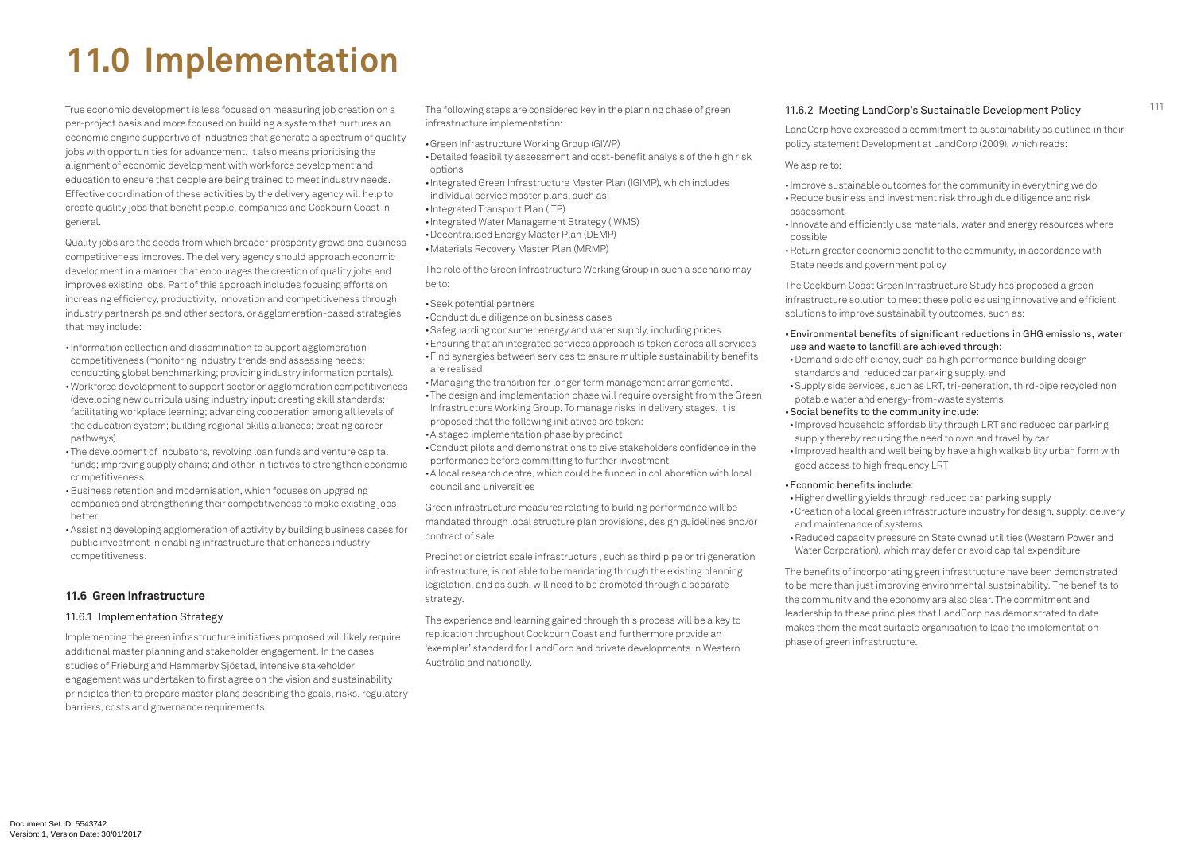# 11.0 Implementation

True economic development is less focused on measuring job creation on a per-project basis and more focused on building a system that nurtures an economic engine supportive of industries that generate a spectrum of quality jobs with opportunities for advancement. It also means prioritising the alignment of economic development with workforce development and education to ensure that people are being trained to meet industry needs. Effective coordination of these activities by the delivery agency will help to create quality jobs that benefit people, companies and Cockburn Coast in general.

Quality jobs are the seeds from which broader prosperity grows and business competitiveness improves. The delivery agency should approach economic development in a manner that encourages the creation of quality jobs and improves existing jobs. Part of this approach includes focusing efforts on increasing efficiency, productivity, innovation and competitiveness through industry partnerships and other sectors, or agglomeration-based strategies that may include:

- Information collection and dissemination to support agglomeration competitiveness (monitoring industry trends and assessing needs; conducting global benchmarking; providing industry information portals).
- Workforce development to support sector or agglomeration competitiveness (developing new curricula using industry input; creating skill standards; facilitating workplace learning; advancing cooperation among all levels of the education system; building regional skills alliances; creating career pathways).
- The development of incubators, revolving loan funds and venture capital funds; improving supply chains; and other initiatives to strengthen economic competitiveness.
- Business retention and modernisation, which focuses on upgrading companies and strengthening their competitiveness to make existing jobs better.
- Assisting developing agglomeration of activity by building business cases for public investment in enabling infrastructure that enhances industry competitiveness.

## 11.6 Green Infrastructure

### 11.6.1 Implementation Strategy

Implementing the green infrastructure initiatives proposed will likely require additional master planning and stakeholder engagement. In the cases studies of Frieburg and Hammerby Sjöstad, intensive stakeholder engagement was undertaken to first agree on the vision and sustainability principles then to prepare master plans describing the goals, risks, regulatory barriers, costs and governance requirements.

The following steps are considered key in the planning phase of green infrastructure implementation:

- Green Infrastructure Working Group (GIWP)
- Detailed feasibility assessment and cost-benefit analysis of the high risk options
- Integrated Green Infrastructure Master Plan (IGIMP), which includes individual service master plans, such as:
- Integrated Transport Plan (ITP)
- Integrated Water Management Strategy (IWMS)
- Decentralised Energy Master Plan (DEMP)
- Materials Recovery Master Plan (MRMP)

The role of the Green Infrastructure Working Group in such a scenario may be to:

- Seek potential partners
- Conduct due diligence on business cases
- Safeguarding consumer energy and water supply, including prices
- Ensuring that an integrated services approach is taken across all services
- Find synergies between services to ensure multiple sustainability benefits are realised
- Managing the transition for longer term management arrangements.
- The design and implementation phase will require oversight from the Green Infrastructure Working Group. To manage risks in delivery stages, it is proposed that the following initiatives are taken:
- A staged implementation phase by precinct
- Conduct pilots and demonstrations to give stakeholders confidence in the performance before committing to further investment
- A local research centre, which could be funded in collaboration with local council and universities

Green infrastructure measures relating to building performance will be mandated through local structure plan provisions, design guidelines and/or contract of sale.

Precinct or district scale infrastructure , such as third pipe or tri generation infrastructure, is not able to be mandating through the existing planning legislation, and as such, will need to be promoted through a separate strategy.

The experience and learning gained through this process will be a key to replication throughout Cockburn Coast and furthermore provide an 'exemplar' standard for LandCorp and private developments in Western Australia and nationally.

### 11.6.2 Meeting LandCorp's Sustainable Development Policy

LandCorp have expressed a commitment to sustainability as outlined in their policy statement Development at LandCorp (2009), which reads:

We aspire to:

- Improve sustainable outcomes for the community in everything we do
- Reduce business and investment risk through due diligence and risk assessment
- Innovate and efficiently use materials, water and energy resources where possible
- Return greater economic benefit to the community, in accordance with State needs and government policy

The Cockburn Coast Green Infrastructure Study has proposed a green infrastructure solution to meet these policies using innovative and efficient solutions to improve sustainability outcomes, such as:

- Environmental benefits of significant reductions in GHG emissions, water use and waste to landfill are achieved through:
  - Demand side efficiency, such as high performance building design standards and reduced car parking supply, and
  - Supply side services, such as LRT, tri-generation, third-pipe recycled non potable water and energy-from-waste systems.
- Social benefits to the community include:
  - Improved household affordability through LRT and reduced car parking supply thereby reducing the need to own and travel by car
  - Improved health and well being by have a high walkability urban form with good access to high frequency LRT
- Economic benefits include:
  - Higher dwelling yields through reduced car parking supply
  - Creation of a local green infrastructure industry for design, supply, delivery and maintenance of systems
  - Reduced capacity pressure on State owned utilities (Western Power and Water Corporation), which may defer or avoid capital expenditure

The benefits of incorporating green infrastructure have been demonstrated to be more than just improving environmental sustainability. The benefits to the community and the economy are also clear. The commitment and leadership to these principles that LandCorp has demonstrated to date makes them the most suitable organisation to lead the implementation phase of green infrastructure.